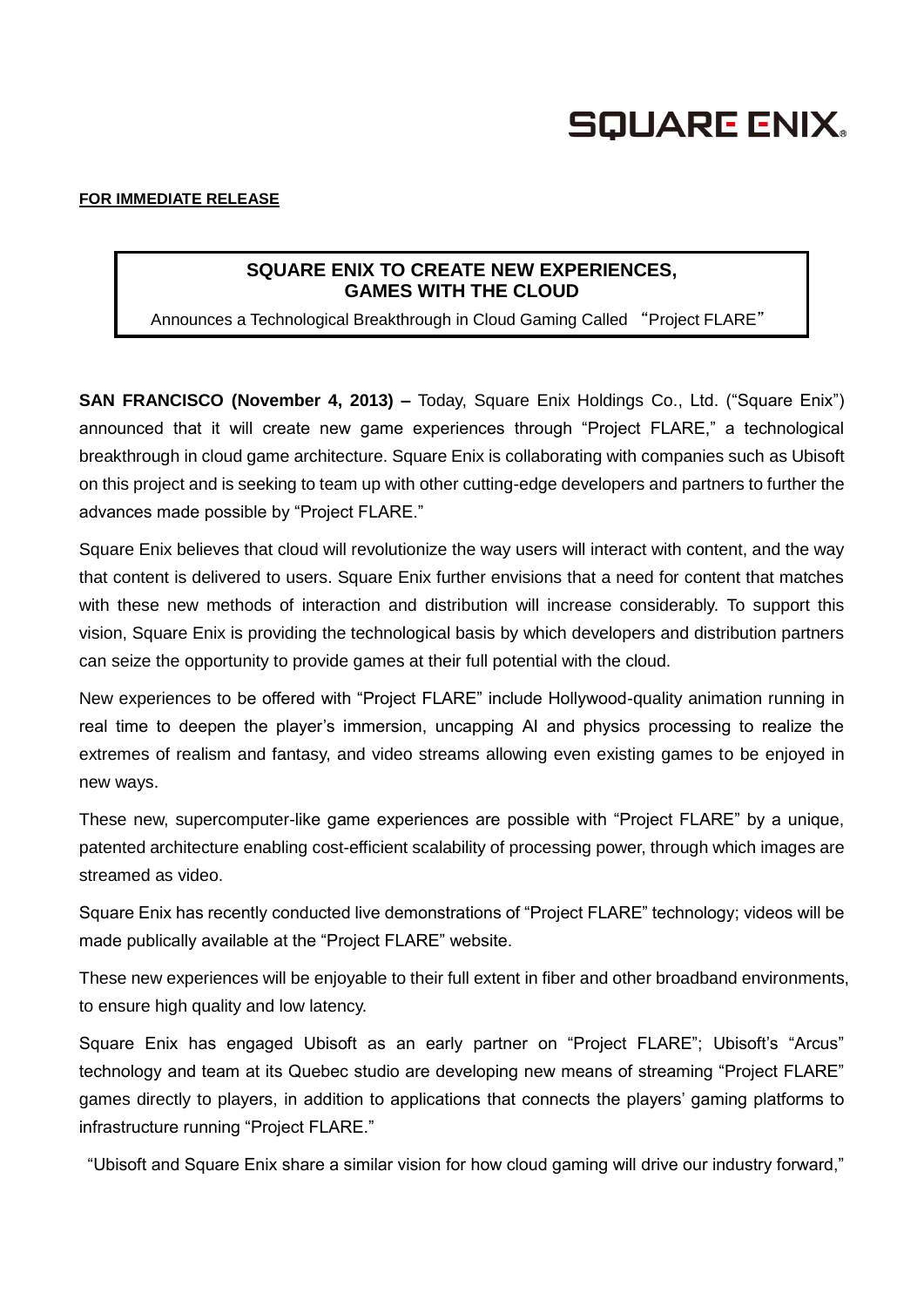SQUARE ENIX

**FOR IMMEDIATE RELEASE**

# SQUARE ENIX TO CREATE NEW EXPERIENCES, GAMES WITH THE CLOUD

Announces a Technological Breakthrough in Cloud Gaming Called "Project FLARE"

**SAN FRANCISCO (November 4, 2013) –** Today, Square Enix Holdings Co., Ltd. ("Square Enix") announced that it will create new game experiences through "Project FLARE," a technological breakthrough in cloud game architecture. Square Enix is collaborating with companies such as Ubisoft on this project and is seeking to team up with other cutting-edge developers and partners to further the advances made possible by "Project FLARE."

Square Enix believes that cloud will revolutionize the way users will interact with content, and the way that content is delivered to users. Square Enix further envisions that a need for content that matches with these new methods of interaction and distribution will increase considerably. To support this vision, Square Enix is providing the technological basis by which developers and distribution partners can seize the opportunity to provide games at their full potential with the cloud.

New experiences to be offered with "Project FLARE" include Hollywood-quality animation running in real time to deepen the player's immersion, uncapping AI and physics processing to realize the extremes of realism and fantasy, and video streams allowing even existing games to be enjoyed in new ways.

These new, supercomputer-like game experiences are possible with "Project FLARE" by a unique, patented architecture enabling cost-efficient scalability of processing power, through which images are streamed as video.

Square Enix has recently conducted live demonstrations of "Project FLARE" technology; videos will be made publically available at the "Project FLARE" website.

These new experiences will be enjoyable to their full extent in fiber and other broadband environments, to ensure high quality and low latency.

Square Enix has engaged Ubisoft as an early partner on "Project FLARE"; Ubisoft's "Arcus" technology and team at its Quebec studio are developing new means of streaming "Project FLARE" games directly to players, in addition to applications that connects the players' gaming platforms to infrastructure running "Project FLARE."

"Ubisoft and Square Enix share a similar vision for how cloud gaming will drive our industry forward,"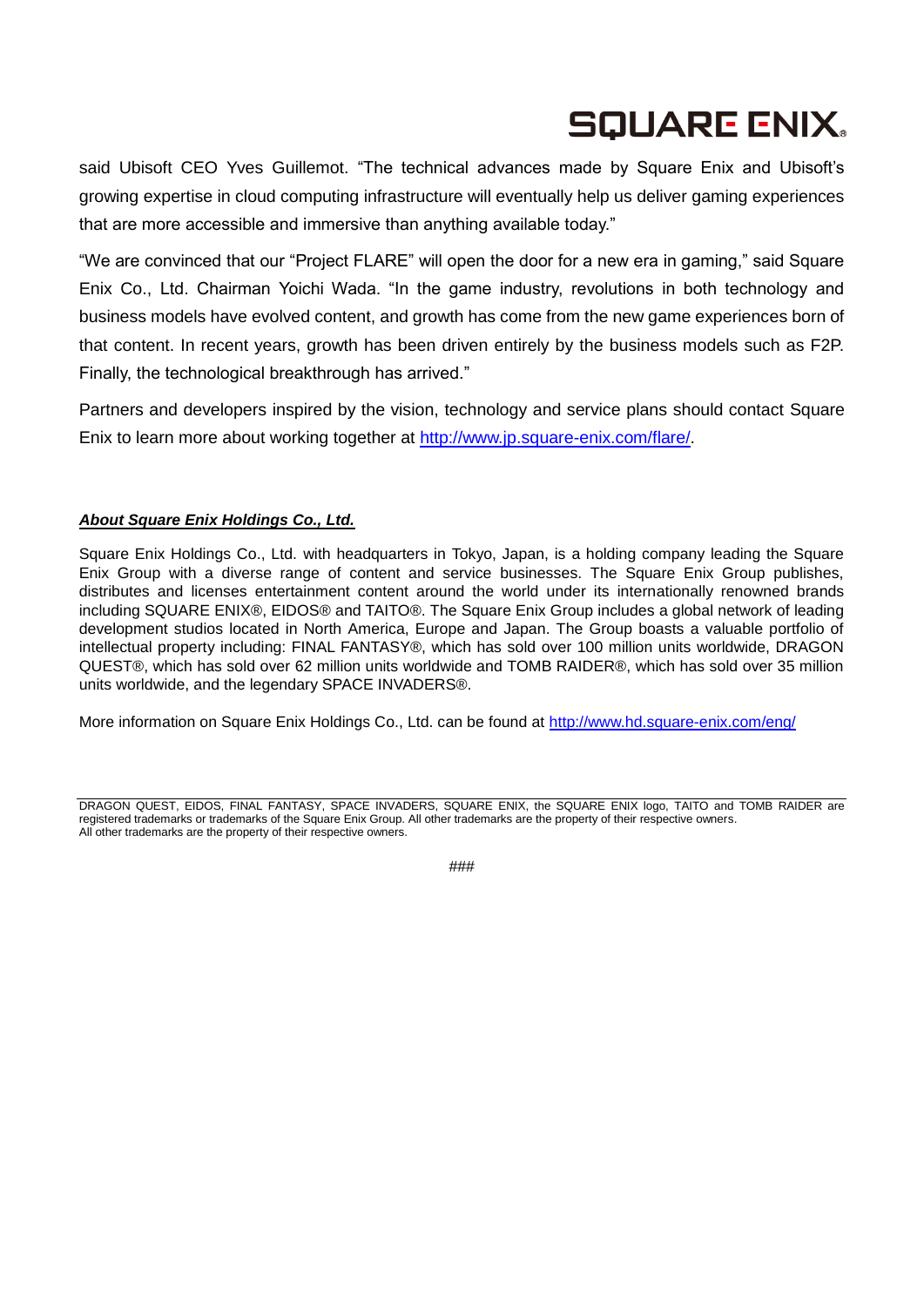said Ubisoft CEO Yves Guillemot. “The technical advances made by Square Enix and Ubisoft's growing expertise in cloud computing infrastructure will eventually help us deliver gaming experiences that are more accessible and immersive than anything available today.”

“We are convinced that our “Project FLARE” will open the door for a new era in gaming,” said Square Enix Co., Ltd. Chairman Yoichi Wada. “In the game industry, revolutions in both technology and business models have evolved content, and growth has come from the new game experiences born of that content. In recent years, growth has been driven entirely by the business models such as F2P. Finally, the technological breakthrough has arrived.”

Partners and developers inspired by the vision, technology and service plans should contact Square Enix to learn more about working together at [http://www.jp.square-enix.com/flare/](http://www.jp.square-enix.com/flare/).

***About Square Enix Holdings Co., Ltd.***

Square Enix Holdings Co., Ltd. with headquarters in Tokyo, Japan, is a holding company leading the Square Enix Group with a diverse range of content and service businesses. The Square Enix Group publishes, distributes and licenses entertainment content around the world under its internationally renowned brands including SQUARE ENIX®, EIDOS® and TAITO®. The Square Enix Group includes a global network of leading development studios located in North America, Europe and Japan. The Group boasts a valuable portfolio of intellectual property including: FINAL FANTASY®, which has sold over 100 million units worldwide, DRAGON QUEST®, which has sold over 62 million units worldwide and TOMB RAIDER®, which has sold over 35 million units worldwide, and the legendary SPACE INVADERS®.

More information on Square Enix Holdings Co., Ltd. can be found at [http://www.hd.square-enix.com/eng/](http://www.hd.square-enix.com/eng/)

---

DRAGON QUEST, EIDOS, FINAL FANTASY, SPACE INVADERS, SQUARE ENIX, the SQUARE ENIX logo, TAITO and TOMB RAIDER are registered trademarks or trademarks of the Square Enix Group. All other trademarks are the property of their respective owners.
All other trademarks are the property of their respective owners.

###